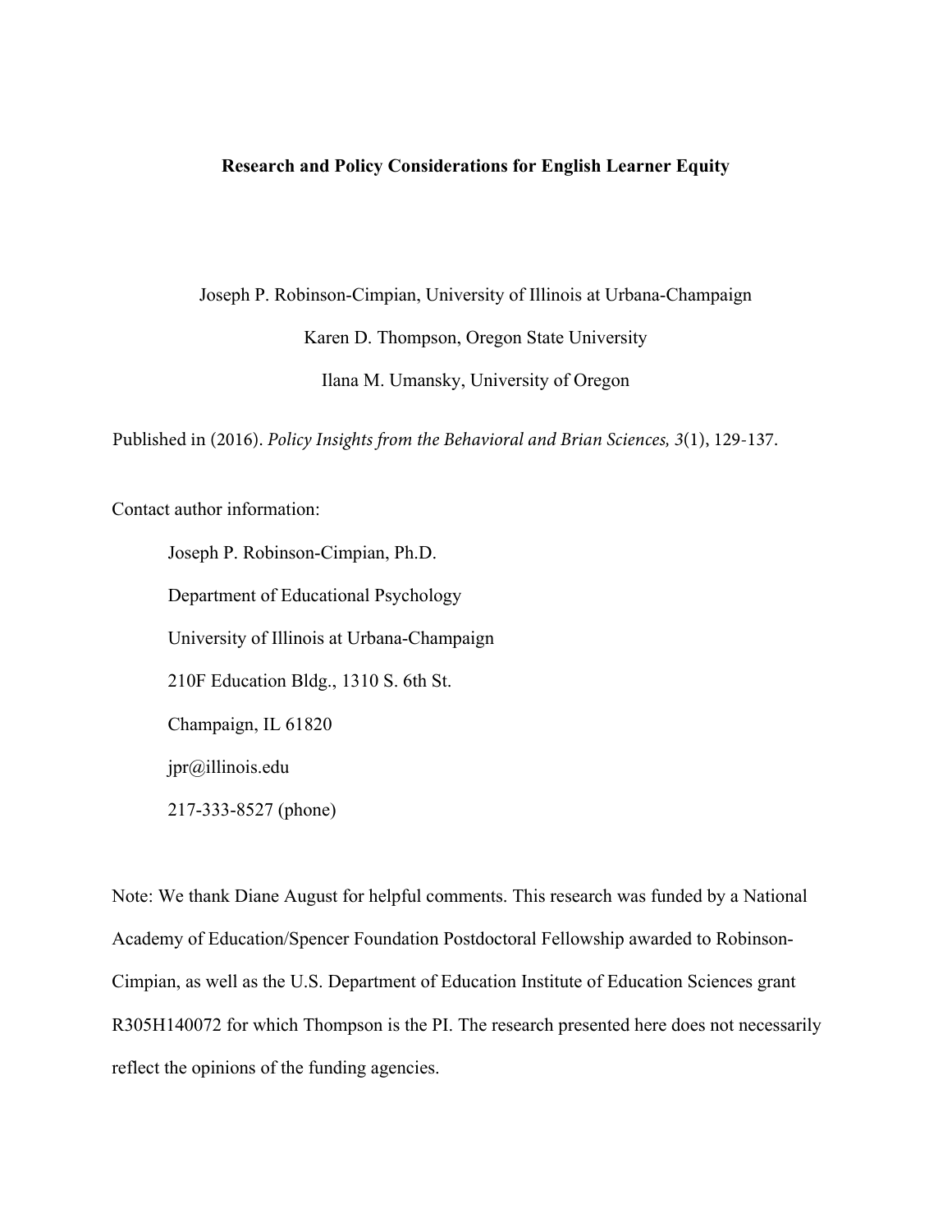**Research and Policy Considerations for English Learner Equity**

Joseph P. Robinson-Cimpian, University of Illinois at Urbana-Champaign

Karen D. Thompson, Oregon State University

Ilana M. Umansky, University of Oregon

Published in (2016). *Policy Insights from the Behavioral and Brian Sciences, 3*(1), 129-137.

Contact author information:

Joseph P. Robinson-Cimpian, Ph.D.

Department of Educational Psychology

University of Illinois at Urbana-Champaign

210F Education Bldg., 1310 S. 6th St.

Champaign, IL 61820

jpr@illinois.edu

217-333-8527 (phone)

Note: We thank Diane August for helpful comments. This research was funded by a National Academy of Education/Spencer Foundation Postdoctoral Fellowship awarded to Robinson-Cimpian, as well as the U.S. Department of Education Institute of Education Sciences grant R305H140072 for which Thompson is the PI. The research presented here does not necessarily reflect the opinions of the funding agencies.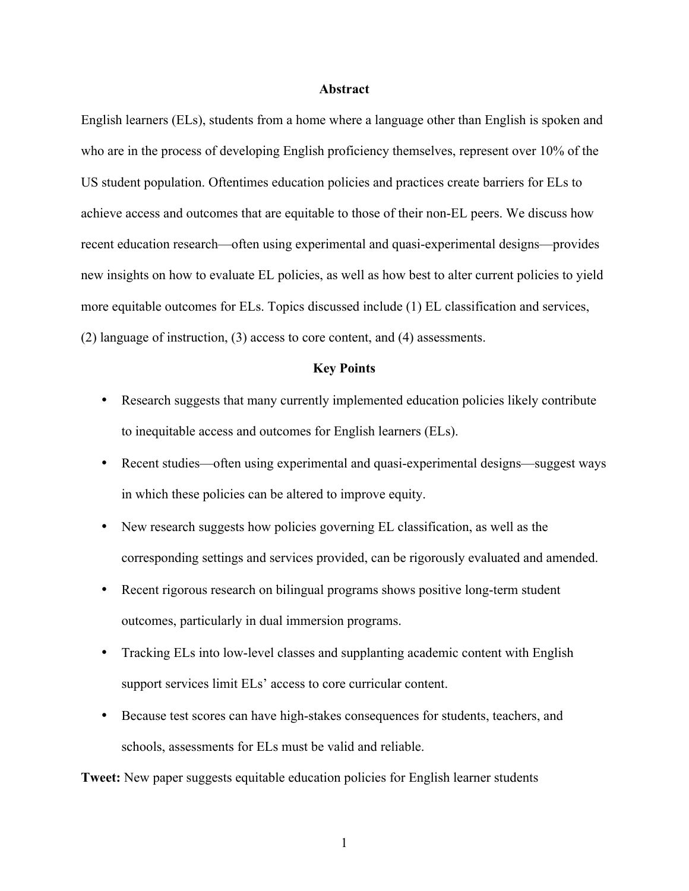## Abstract

English learners (ELs), students from a home where a language other than English is spoken and who are in the process of developing English proficiency themselves, represent over 10% of the US student population. Oftentimes education policies and practices create barriers for ELs to achieve access and outcomes that are equitable to those of their non-EL peers. We discuss how recent education research—often using experimental and quasi-experimental designs—provides new insights on how to evaluate EL policies, as well as how best to alter current policies to yield more equitable outcomes for ELs. Topics discussed include (1) EL classification and services, (2) language of instruction, (3) access to core content, and (4) assessments.

## Key Points

- Research suggests that many currently implemented education policies likely contribute to inequitable access and outcomes for English learners (ELs).
- Recent studies—often using experimental and quasi-experimental designs—suggest ways in which these policies can be altered to improve equity.
- New research suggests how policies governing EL classification, as well as the corresponding settings and services provided, can be rigorously evaluated and amended.
- Recent rigorous research on bilingual programs shows positive long-term student outcomes, particularly in dual immersion programs.
- Tracking ELs into low-level classes and supplanting academic content with English support services limit ELs' access to core curricular content.
- Because test scores can have high-stakes consequences for students, teachers, and schools, assessments for ELs must be valid and reliable.

**Tweet:** New paper suggests equitable education policies for English learner students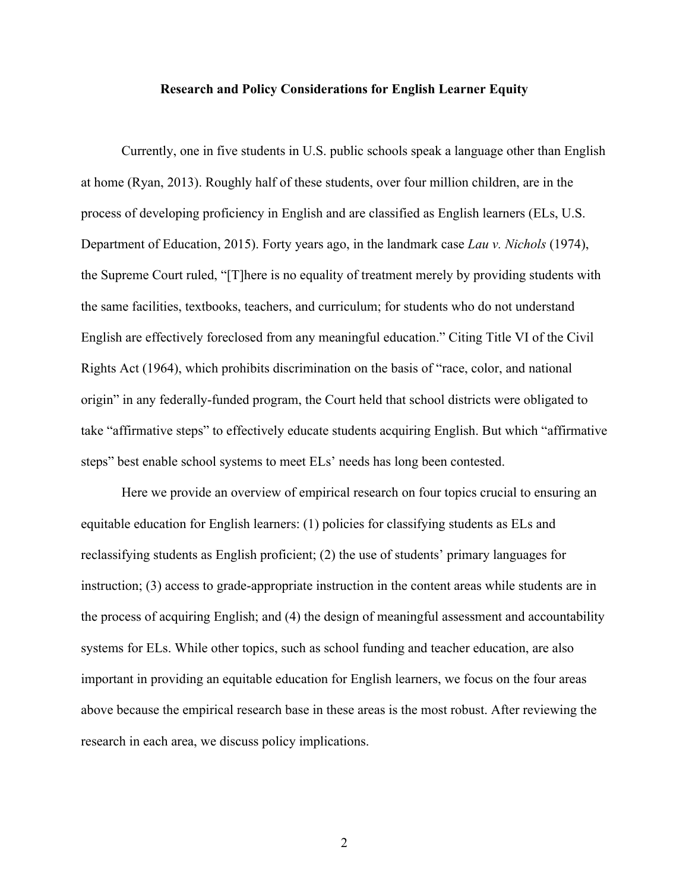## Research and Policy Considerations for English Learner Equity

Currently, one in five students in U.S. public schools speak a language other than English at home (Ryan, 2013). Roughly half of these students, over four million children, are in the process of developing proficiency in English and are classified as English learners (ELs, U.S. Department of Education, 2015). Forty years ago, in the landmark case *Lau v. Nichols* (1974), the Supreme Court ruled, "[T]here is no equality of treatment merely by providing students with the same facilities, textbooks, teachers, and curriculum; for students who do not understand English are effectively foreclosed from any meaningful education." Citing Title VI of the Civil Rights Act (1964), which prohibits discrimination on the basis of "race, color, and national origin" in any federally-funded program, the Court held that school districts were obligated to take "affirmative steps" to effectively educate students acquiring English. But which "affirmative steps" best enable school systems to meet ELs' needs has long been contested.

Here we provide an overview of empirical research on four topics crucial to ensuring an equitable education for English learners: (1) policies for classifying students as ELs and reclassifying students as English proficient; (2) the use of students' primary languages for instruction; (3) access to grade-appropriate instruction in the content areas while students are in the process of acquiring English; and (4) the design of meaningful assessment and accountability systems for ELs. While other topics, such as school funding and teacher education, are also important in providing an equitable education for English learners, we focus on the four areas above because the empirical research base in these areas is the most robust. After reviewing the research in each area, we discuss policy implications.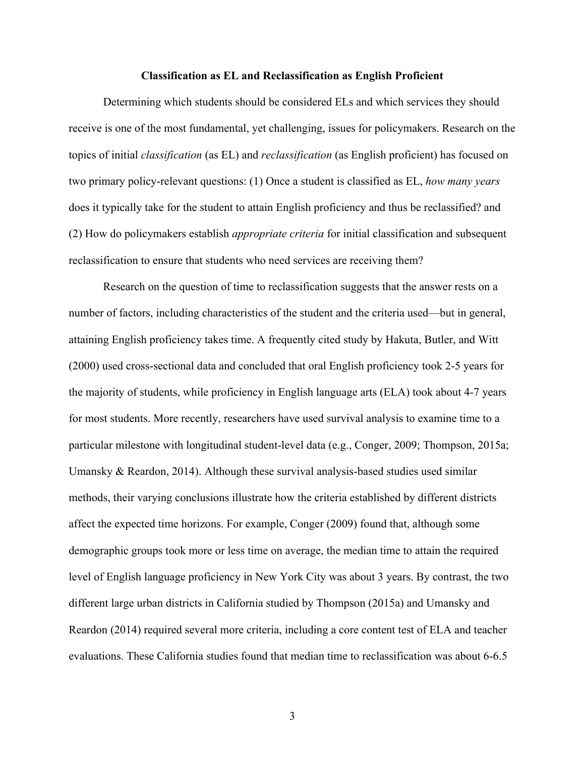## Classification as EL and Reclassification as English Proficient

Determining which students should be considered ELs and which services they should receive is one of the most fundamental, yet challenging, issues for policymakers. Research on the topics of initial *classification* (as EL) and *reclassification* (as English proficient) has focused on two primary policy-relevant questions: (1) Once a student is classified as EL, *how many years* does it typically take for the student to attain English proficiency and thus be reclassified? and (2) How do policymakers establish *appropriate criteria* for initial classification and subsequent reclassification to ensure that students who need services are receiving them?

Research on the question of time to reclassification suggests that the answer rests on a number of factors, including characteristics of the student and the criteria used—but in general, attaining English proficiency takes time. A frequently cited study by Hakuta, Butler, and Witt (2000) used cross-sectional data and concluded that oral English proficiency took 2-5 years for the majority of students, while proficiency in English language arts (ELA) took about 4-7 years for most students. More recently, researchers have used survival analysis to examine time to a particular milestone with longitudinal student-level data (e.g., Conger, 2009; Thompson, 2015a; Umansky & Reardon, 2014). Although these survival analysis-based studies used similar methods, their varying conclusions illustrate how the criteria established by different districts affect the expected time horizons. For example, Conger (2009) found that, although some demographic groups took more or less time on average, the median time to attain the required level of English language proficiency in New York City was about 3 years. By contrast, the two different large urban districts in California studied by Thompson (2015a) and Umansky and Reardon (2014) required several more criteria, including a core content test of ELA and teacher evaluations. These California studies found that median time to reclassification was about 6-6.5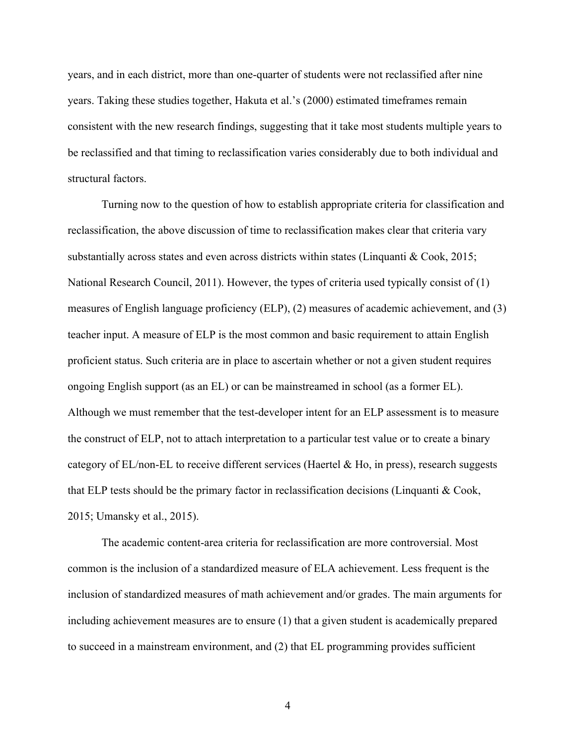years, and in each district, more than one-quarter of students were not reclassified after nine years. Taking these studies together, Hakuta et al.'s (2000) estimated timeframes remain consistent with the new research findings, suggesting that it take most students multiple years to be reclassified and that timing to reclassification varies considerably due to both individual and structural factors.

Turning now to the question of how to establish appropriate criteria for classification and reclassification, the above discussion of time to reclassification makes clear that criteria vary substantially across states and even across districts within states (Linquanti & Cook, 2015; National Research Council, 2011). However, the types of criteria used typically consist of (1) measures of English language proficiency (ELP), (2) measures of academic achievement, and (3) teacher input. A measure of ELP is the most common and basic requirement to attain English proficient status. Such criteria are in place to ascertain whether or not a given student requires ongoing English support (as an EL) or can be mainstreamed in school (as a former EL). Although we must remember that the test-developer intent for an ELP assessment is to measure the construct of ELP, not to attach interpretation to a particular test value or to create a binary category of EL/non-EL to receive different services (Haertel & Ho, in press), research suggests that ELP tests should be the primary factor in reclassification decisions (Linquanti & Cook, 2015; Umansky et al., 2015).

The academic content-area criteria for reclassification are more controversial. Most common is the inclusion of a standardized measure of ELA achievement. Less frequent is the inclusion of standardized measures of math achievement and/or grades. The main arguments for including achievement measures are to ensure (1) that a given student is academically prepared to succeed in a mainstream environment, and (2) that EL programming provides sufficient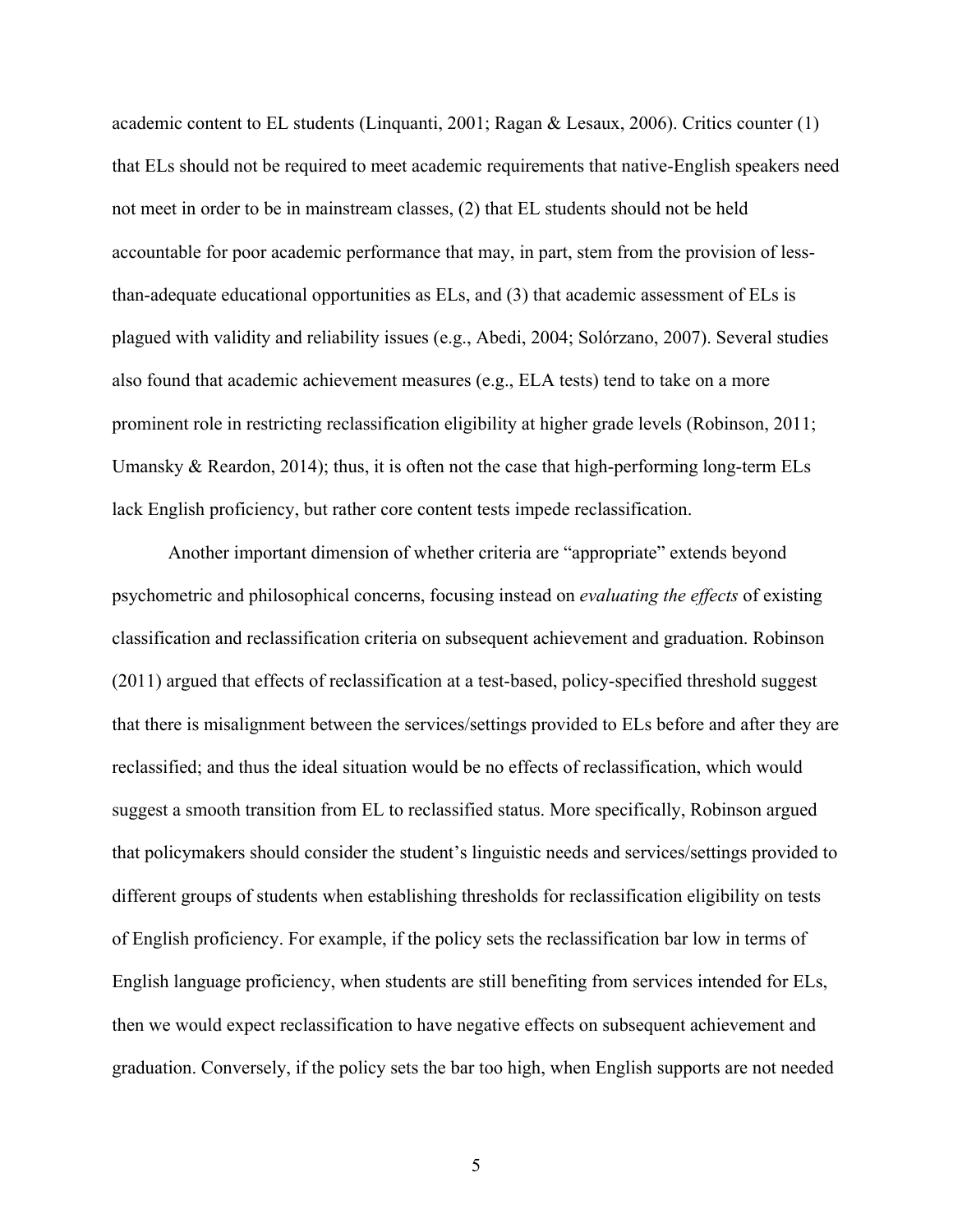academic content to EL students (Linquanti, 2001; Ragan & Lesaux, 2006). Critics counter (1) that ELs should not be required to meet academic requirements that native-English speakers need not meet in order to be in mainstream classes, (2) that EL students should not be held accountable for poor academic performance that may, in part, stem from the provision of less-than-adequate educational opportunities as ELs, and (3) that academic assessment of ELs is plagued with validity and reliability issues (e.g., Abedi, 2004; Solórzano, 2007). Several studies also found that academic achievement measures (e.g., ELA tests) tend to take on a more prominent role in restricting reclassification eligibility at higher grade levels (Robinson, 2011; Umansky & Reardon, 2014); thus, it is often not the case that high-performing long-term ELs lack English proficiency, but rather core content tests impede reclassification.

Another important dimension of whether criteria are "appropriate" extends beyond psychometric and philosophical concerns, focusing instead on *evaluating the effects* of existing classification and reclassification criteria on subsequent achievement and graduation. Robinson (2011) argued that effects of reclassification at a test-based, policy-specified threshold suggest that there is misalignment between the services/settings provided to ELs before and after they are reclassified; and thus the ideal situation would be no effects of reclassification, which would suggest a smooth transition from EL to reclassified status. More specifically, Robinson argued that policymakers should consider the student's linguistic needs and services/settings provided to different groups of students when establishing thresholds for reclassification eligibility on tests of English proficiency. For example, if the policy sets the reclassification bar low in terms of English language proficiency, when students are still benefiting from services intended for ELs, then we would expect reclassification to have negative effects on subsequent achievement and graduation. Conversely, if the policy sets the bar too high, when English supports are not needed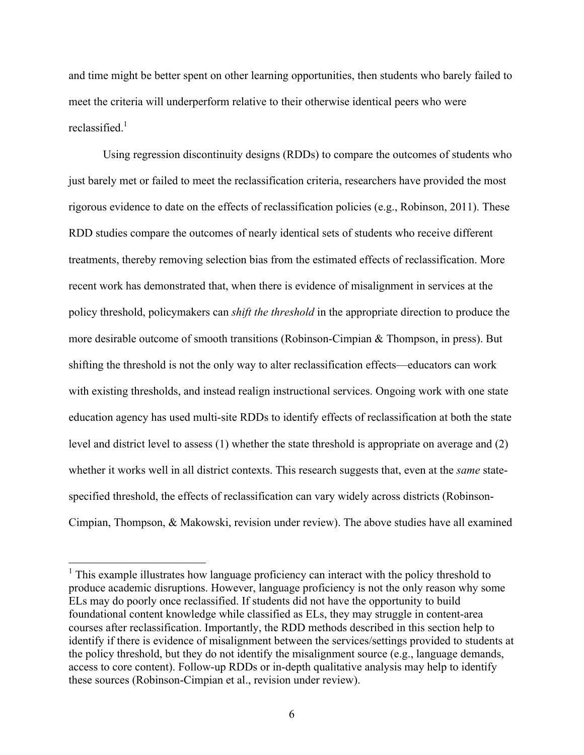and time might be better spent on other learning opportunities, then students who barely failed to meet the criteria will underperform relative to their otherwise identical peers who were reclassified.[1]

Using regression discontinuity designs (RDDs) to compare the outcomes of students who just barely met or failed to meet the reclassification criteria, researchers have provided the most rigorous evidence to date on the effects of reclassification policies (e.g., Robinson, 2011). These RDD studies compare the outcomes of nearly identical sets of students who receive different treatments, thereby removing selection bias from the estimated effects of reclassification. More recent work has demonstrated that, when there is evidence of misalignment in services at the policy threshold, policymakers can *shift the threshold* in the appropriate direction to produce the more desirable outcome of smooth transitions (Robinson-Cimpian & Thompson, in press). But shifting the threshold is not the only way to alter reclassification effects—educators can work with existing thresholds, and instead realign instructional services. Ongoing work with one state education agency has used multi-site RDDs to identify effects of reclassification at both the state level and district level to assess (1) whether the state threshold is appropriate on average and (2) whether it works well in all district contexts. This research suggests that, even at the *same* state-specified threshold, the effects of reclassification can vary widely across districts (Robinson-Cimpian, Thompson, & Makowski, revision under review). The above studies have all examined

[1] This example illustrates how language proficiency can interact with the policy threshold to produce academic disruptions. However, language proficiency is not the only reason why some ELs may do poorly once reclassified. If students did not have the opportunity to build foundational content knowledge while classified as ELs, they may struggle in content-area courses after reclassification. Importantly, the RDD methods described in this section help to identify if there is evidence of misalignment between the services/settings provided to students at the policy threshold, but they do not identify the misalignment source (e.g., language demands, access to core content). Follow-up RDDs or in-depth qualitative analysis may help to identify these sources (Robinson-Cimpian et al., revision under review).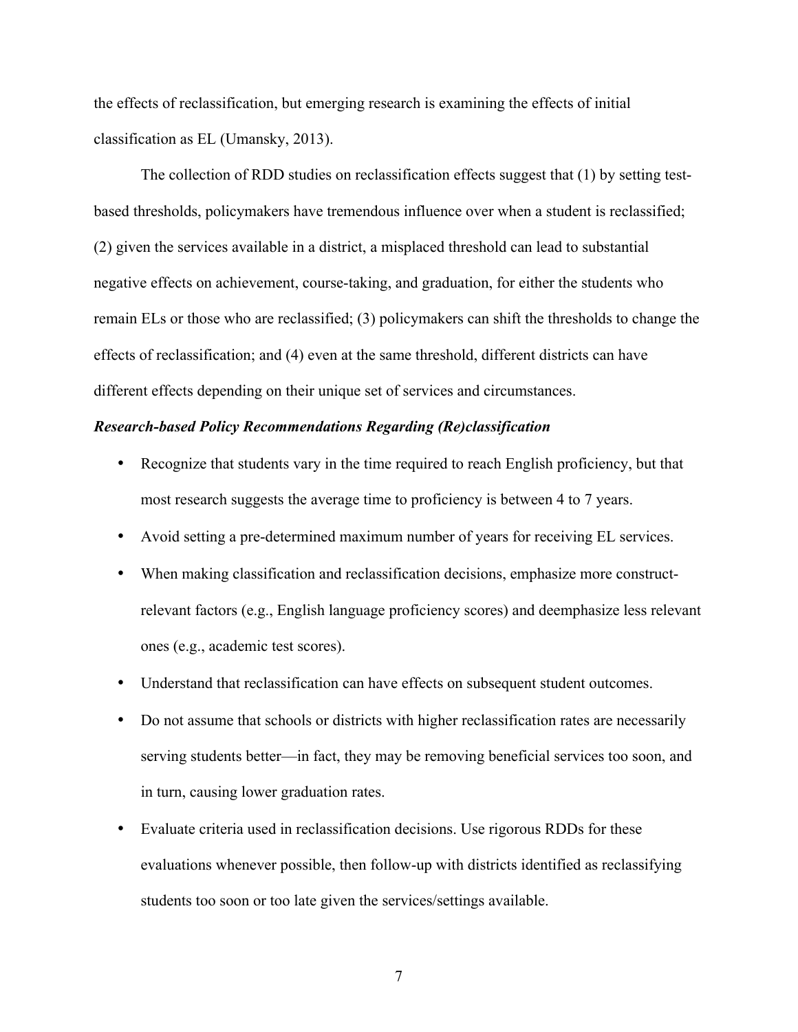the effects of reclassification, but emerging research is examining the effects of initial classification as EL (Umansky, 2013).

The collection of RDD studies on reclassification effects suggest that (1) by setting test-based thresholds, policymakers have tremendous influence over when a student is reclassified; (2) given the services available in a district, a misplaced threshold can lead to substantial negative effects on achievement, course-taking, and graduation, for either the students who remain ELs or those who are reclassified; (3) policymakers can shift the thresholds to change the effects of reclassification; and (4) even at the same threshold, different districts can have different effects depending on their unique set of services and circumstances.

***Research-based Policy Recommendations Regarding (Re)classification***

- Recognize that students vary in the time required to reach English proficiency, but that most research suggests the average time to proficiency is between 4 to 7 years.
- Avoid setting a pre-determined maximum number of years for receiving EL services.
- When making classification and reclassification decisions, emphasize more construct-relevant factors (e.g., English language proficiency scores) and deemphasize less relevant ones (e.g., academic test scores).
- Understand that reclassification can have effects on subsequent student outcomes.
- Do not assume that schools or districts with higher reclassification rates are necessarily serving students better—in fact, they may be removing beneficial services too soon, and in turn, causing lower graduation rates.
- Evaluate criteria used in reclassification decisions. Use rigorous RDDs for these evaluations whenever possible, then follow-up with districts identified as reclassifying students too soon or too late given the services/settings available.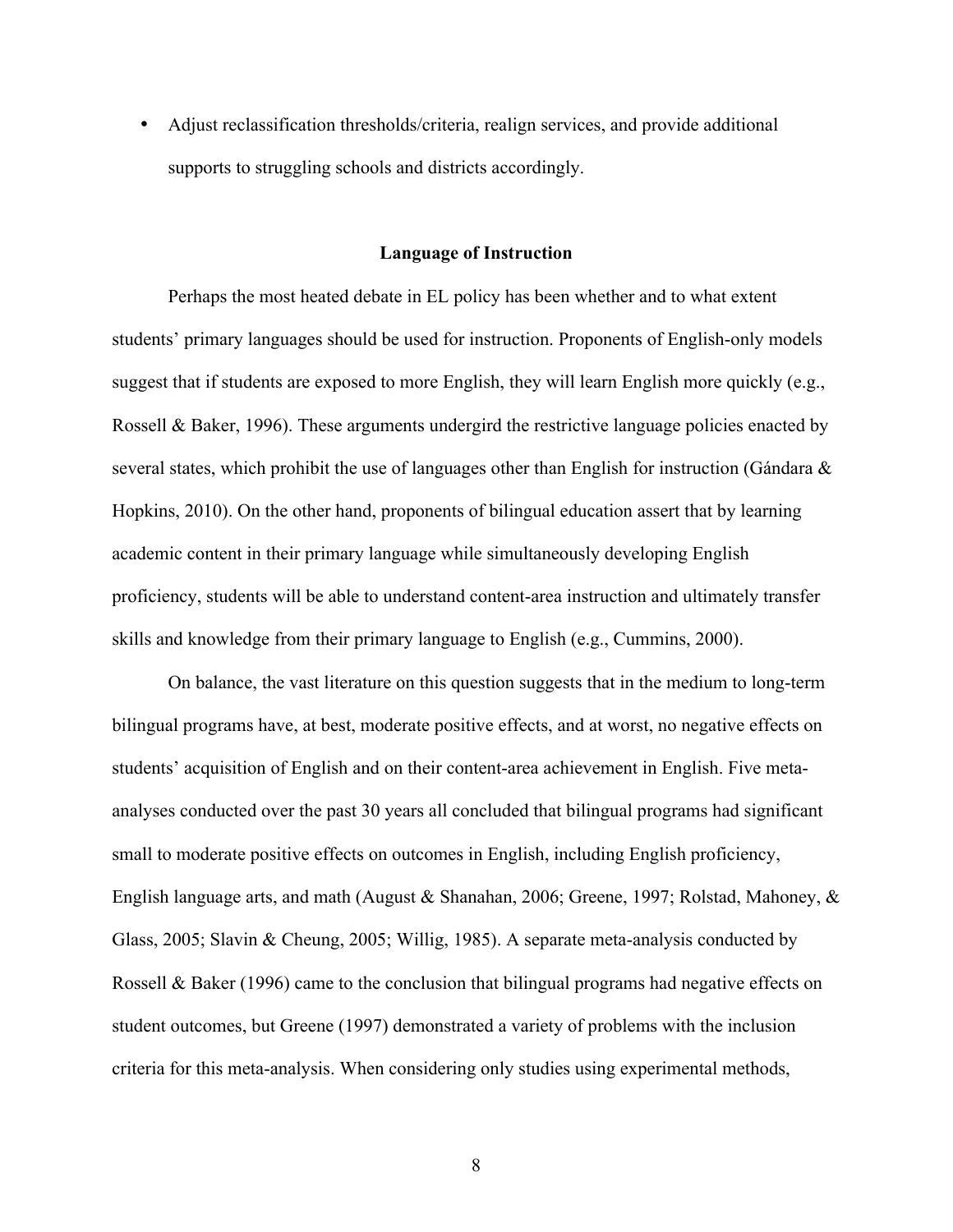- Adjust reclassification thresholds/criteria, realign services, and provide additional supports to struggling schools and districts accordingly.

## Language of Instruction

Perhaps the most heated debate in EL policy has been whether and to what extent students' primary languages should be used for instruction. Proponents of English-only models suggest that if students are exposed to more English, they will learn English more quickly (e.g., Rossell & Baker, 1996). These arguments undergird the restrictive language policies enacted by several states, which prohibit the use of languages other than English for instruction (Gándara & Hopkins, 2010). On the other hand, proponents of bilingual education assert that by learning academic content in their primary language while simultaneously developing English proficiency, students will be able to understand content-area instruction and ultimately transfer skills and knowledge from their primary language to English (e.g., Cummins, 2000).

On balance, the vast literature on this question suggests that in the medium to long-term bilingual programs have, at best, moderate positive effects, and at worst, no negative effects on students' acquisition of English and on their content-area achievement in English. Five meta-analyses conducted over the past 30 years all concluded that bilingual programs had significant small to moderate positive effects on outcomes in English, including English proficiency, English language arts, and math (August & Shanahan, 2006; Greene, 1997; Rolstad, Mahoney, & Glass, 2005; Slavin & Cheung, 2005; Willig, 1985). A separate meta-analysis conducted by Rossell & Baker (1996) came to the conclusion that bilingual programs had negative effects on student outcomes, but Greene (1997) demonstrated a variety of problems with the inclusion criteria for this meta-analysis. When considering only studies using experimental methods,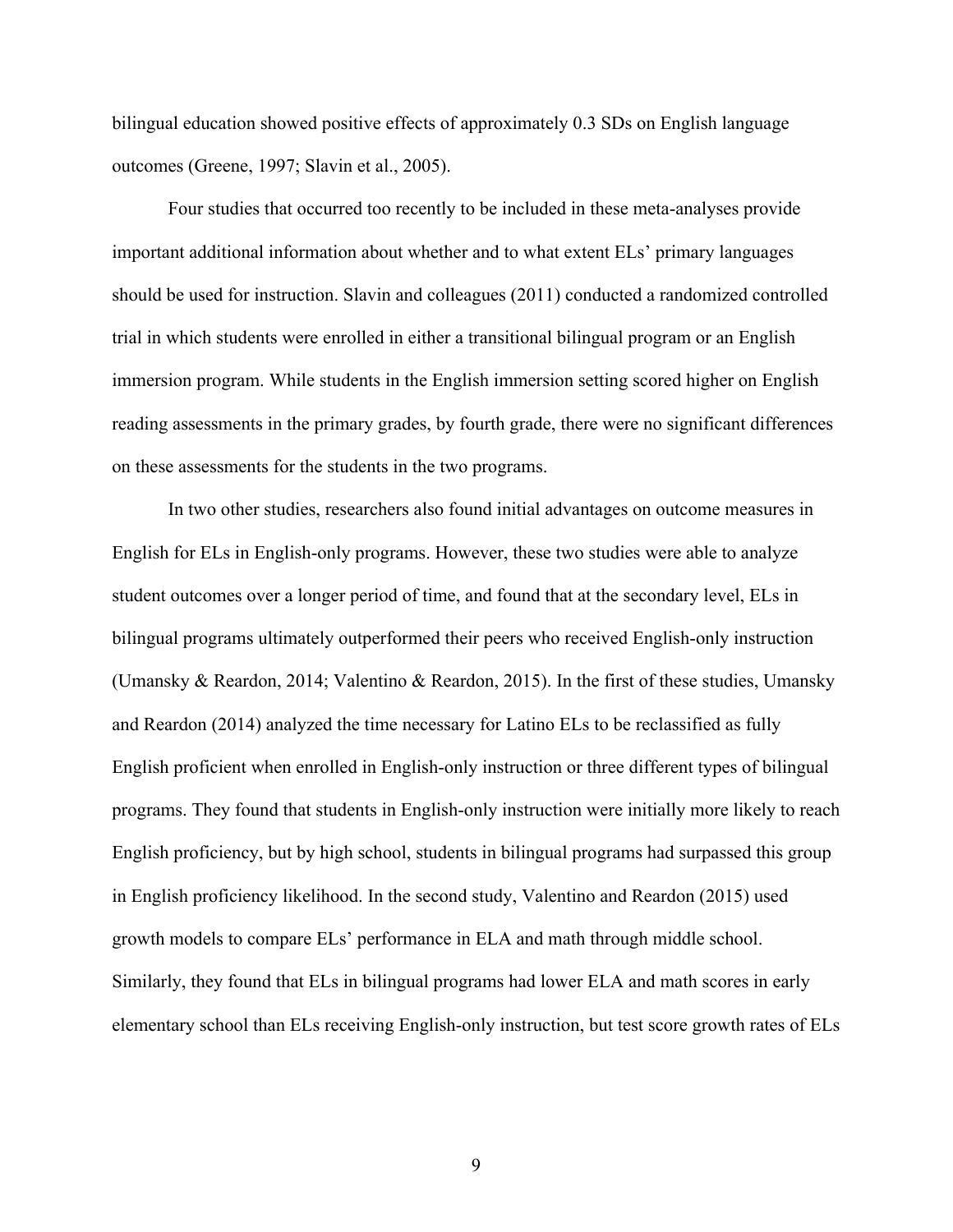bilingual education showed positive effects of approximately 0.3 SDs on English language outcomes (Greene, 1997; Slavin et al., 2005).

Four studies that occurred too recently to be included in these meta-analyses provide important additional information about whether and to what extent ELs' primary languages should be used for instruction. Slavin and colleagues (2011) conducted a randomized controlled trial in which students were enrolled in either a transitional bilingual program or an English immersion program. While students in the English immersion setting scored higher on English reading assessments in the primary grades, by fourth grade, there were no significant differences on these assessments for the students in the two programs.

In two other studies, researchers also found initial advantages on outcome measures in English for ELs in English-only programs. However, these two studies were able to analyze student outcomes over a longer period of time, and found that at the secondary level, ELs in bilingual programs ultimately outperformed their peers who received English-only instruction (Umansky & Reardon, 2014; Valentino & Reardon, 2015). In the first of these studies, Umansky and Reardon (2014) analyzed the time necessary for Latino ELs to be reclassified as fully English proficient when enrolled in English-only instruction or three different types of bilingual programs. They found that students in English-only instruction were initially more likely to reach English proficiency, but by high school, students in bilingual programs had surpassed this group in English proficiency likelihood. In the second study, Valentino and Reardon (2015) used growth models to compare ELs' performance in ELA and math through middle school. Similarly, they found that ELs in bilingual programs had lower ELA and math scores in early elementary school than ELs receiving English-only instruction, but test score growth rates of ELs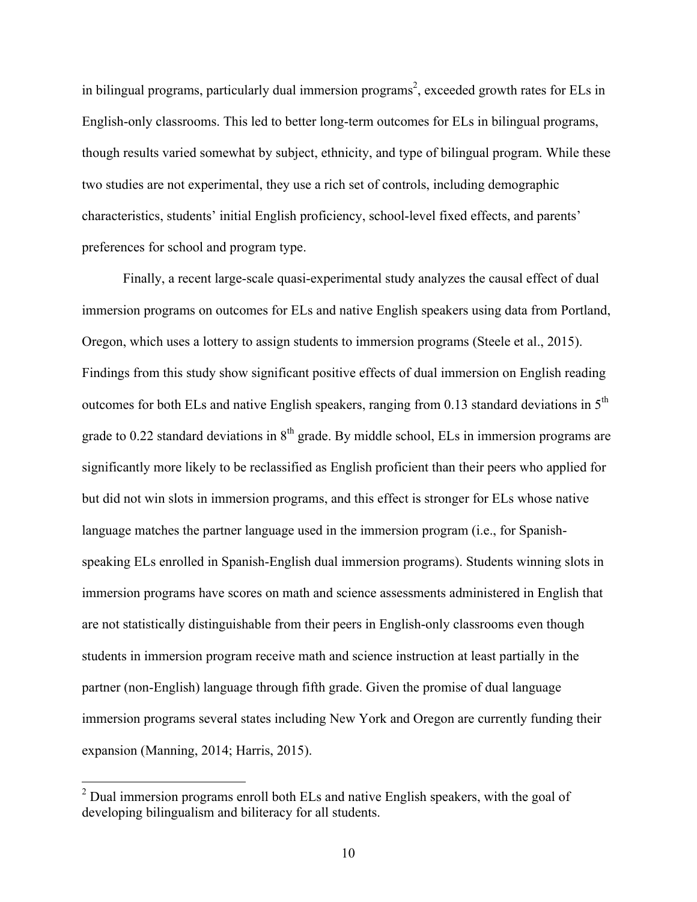in bilingual programs, particularly dual immersion programs[2], exceeded growth rates for ELs in English-only classrooms. This led to better long-term outcomes for ELs in bilingual programs, though results varied somewhat by subject, ethnicity, and type of bilingual program. While these two studies are not experimental, they use a rich set of controls, including demographic characteristics, students' initial English proficiency, school-level fixed effects, and parents' preferences for school and program type.

Finally, a recent large-scale quasi-experimental study analyzes the causal effect of dual immersion programs on outcomes for ELs and native English speakers using data from Portland, Oregon, which uses a lottery to assign students to immersion programs (Steele et al., 2015). Findings from this study show significant positive effects of dual immersion on English reading outcomes for both ELs and native English speakers, ranging from 0.13 standard deviations in 5th grade to 0.22 standard deviations in 8th grade. By middle school, ELs in immersion programs are significantly more likely to be reclassified as English proficient than their peers who applied for but did not win slots in immersion programs, and this effect is stronger for ELs whose native language matches the partner language used in the immersion program (i.e., for Spanish-speaking ELs enrolled in Spanish-English dual immersion programs). Students winning slots in immersion programs have scores on math and science assessments administered in English that are not statistically distinguishable from their peers in English-only classrooms even though students in immersion program receive math and science instruction at least partially in the partner (non-English) language through fifth grade. Given the promise of dual language immersion programs several states including New York and Oregon are currently funding their expansion (Manning, 2014; Harris, 2015).

[2] Dual immersion programs enroll both ELs and native English speakers, with the goal of developing bilingualism and biliteracy for all students.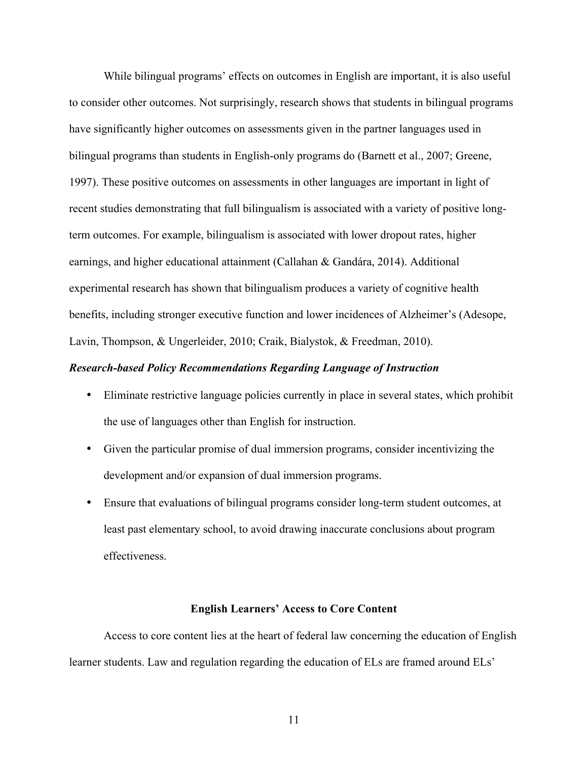While bilingual programs' effects on outcomes in English are important, it is also useful to consider other outcomes. Not surprisingly, research shows that students in bilingual programs have significantly higher outcomes on assessments given in the partner languages used in bilingual programs than students in English-only programs do (Barnett et al., 2007; Greene, 1997). These positive outcomes on assessments in other languages are important in light of recent studies demonstrating that full bilingualism is associated with a variety of positive long-term outcomes. For example, bilingualism is associated with lower dropout rates, higher earnings, and higher educational attainment (Callahan & Gandára, 2014). Additional experimental research has shown that bilingualism produces a variety of cognitive health benefits, including stronger executive function and lower incidences of Alzheimer's (Adesope, Lavin, Thompson, & Ungerleider, 2010; Craik, Bialystok, & Freedman, 2010).

### ***Research-based Policy Recommendations Regarding Language of Instruction***

- Eliminate restrictive language policies currently in place in several states, which prohibit the use of languages other than English for instruction.
- Given the particular promise of dual immersion programs, consider incentivizing the development and/or expansion of dual immersion programs.
- Ensure that evaluations of bilingual programs consider long-term student outcomes, at least past elementary school, to avoid drawing inaccurate conclusions about program effectiveness.

## English Learners' Access to Core Content

Access to core content lies at the heart of federal law concerning the education of English learner students. Law and regulation regarding the education of ELs are framed around ELs'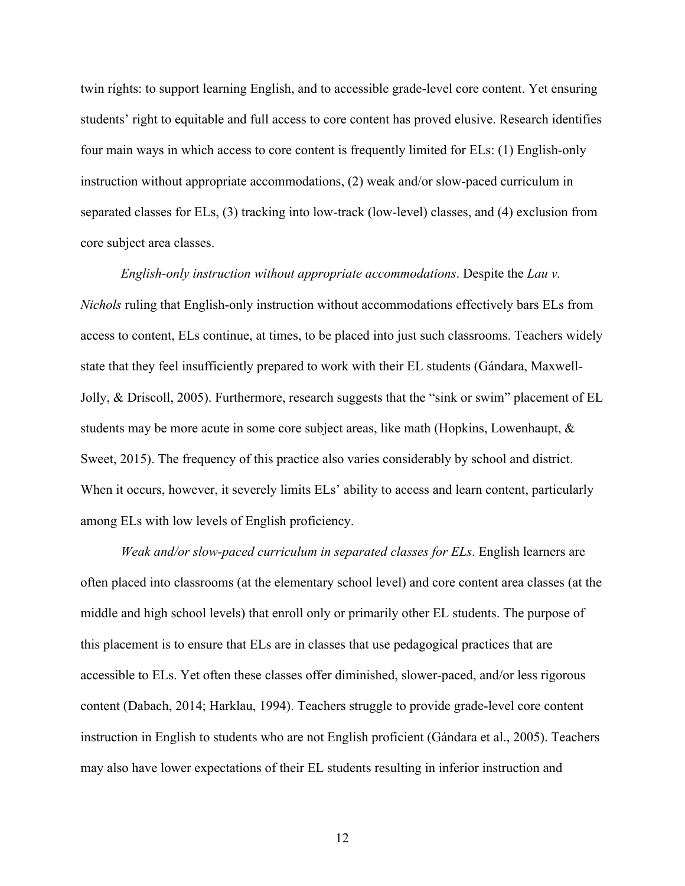twin rights: to support learning English, and to accessible grade-level core content. Yet ensuring students' right to equitable and full access to core content has proved elusive. Research identifies four main ways in which access to core content is frequently limited for ELs: (1) English-only instruction without appropriate accommodations, (2) weak and/or slow-paced curriculum in separated classes for ELs, (3) tracking into low-track (low-level) classes, and (4) exclusion from core subject area classes.

*English-only instruction without appropriate accommodations*. Despite the *Lau v. Nichols* ruling that English-only instruction without accommodations effectively bars ELs from access to content, ELs continue, at times, to be placed into just such classrooms. Teachers widely state that they feel insufficiently prepared to work with their EL students (Gándara, Maxwell-Jolly, & Driscoll, 2005). Furthermore, research suggests that the "sink or swim" placement of EL students may be more acute in some core subject areas, like math (Hopkins, Lowenhaupt, & Sweet, 2015). The frequency of this practice also varies considerably by school and district. When it occurs, however, it severely limits ELs' ability to access and learn content, particularly among ELs with low levels of English proficiency.

*Weak and/or slow-paced curriculum in separated classes for ELs*. English learners are often placed into classrooms (at the elementary school level) and core content area classes (at the middle and high school levels) that enroll only or primarily other EL students. The purpose of this placement is to ensure that ELs are in classes that use pedagogical practices that are accessible to ELs. Yet often these classes offer diminished, slower-paced, and/or less rigorous content (Dabach, 2014; Harklau, 1994). Teachers struggle to provide grade-level core content instruction in English to students who are not English proficient (Gándara et al., 2005). Teachers may also have lower expectations of their EL students resulting in inferior instruction and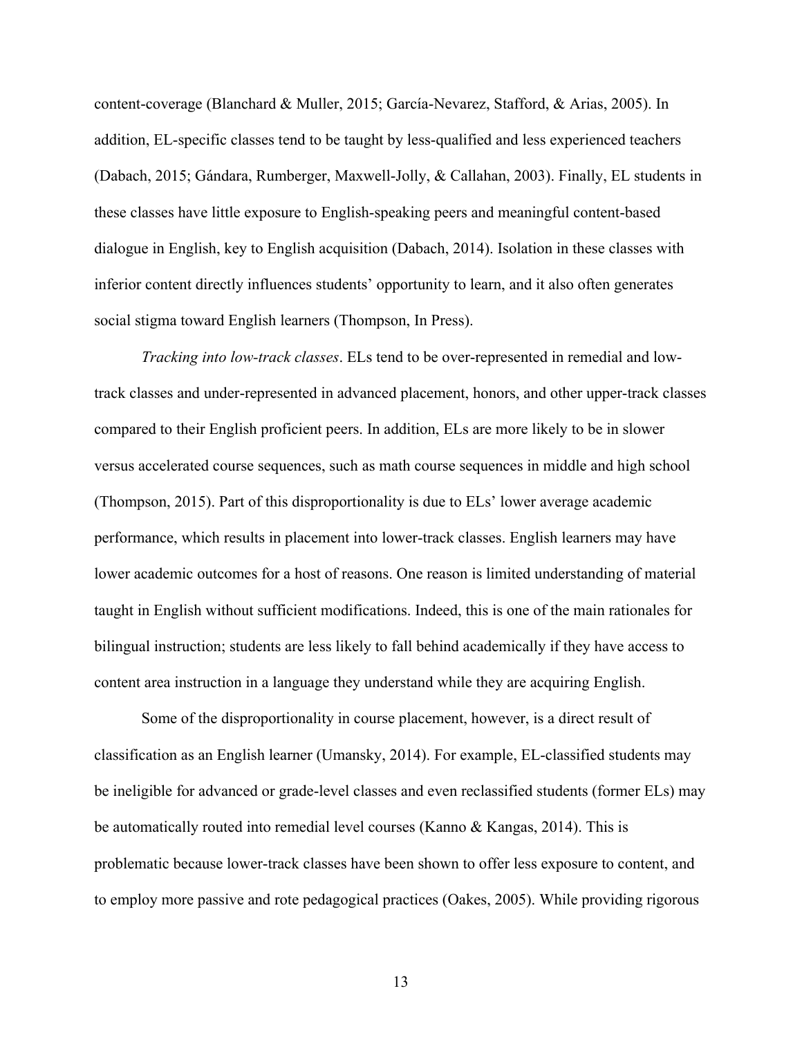content-coverage (Blanchard & Muller, 2015; García-Nevarez, Stafford, & Arias, 2005). In addition, EL-specific classes tend to be taught by less-qualified and less experienced teachers (Dabach, 2015; Gándara, Rumberger, Maxwell-Jolly, & Callahan, 2003). Finally, EL students in these classes have little exposure to English-speaking peers and meaningful content-based dialogue in English, key to English acquisition (Dabach, 2014). Isolation in these classes with inferior content directly influences students' opportunity to learn, and it also often generates social stigma toward English learners (Thompson, In Press).

*Tracking into low-track classes*. ELs tend to be over-represented in remedial and low-track classes and under-represented in advanced placement, honors, and other upper-track classes compared to their English proficient peers. In addition, ELs are more likely to be in slower versus accelerated course sequences, such as math course sequences in middle and high school (Thompson, 2015). Part of this disproportionality is due to ELs' lower average academic performance, which results in placement into lower-track classes. English learners may have lower academic outcomes for a host of reasons. One reason is limited understanding of material taught in English without sufficient modifications. Indeed, this is one of the main rationales for bilingual instruction; students are less likely to fall behind academically if they have access to content area instruction in a language they understand while they are acquiring English.

Some of the disproportionality in course placement, however, is a direct result of classification as an English learner (Umansky, 2014). For example, EL-classified students may be ineligible for advanced or grade-level classes and even reclassified students (former ELs) may be automatically routed into remedial level courses (Kanno & Kangas, 2014). This is problematic because lower-track classes have been shown to offer less exposure to content, and to employ more passive and rote pedagogical practices (Oakes, 2005). While providing rigorous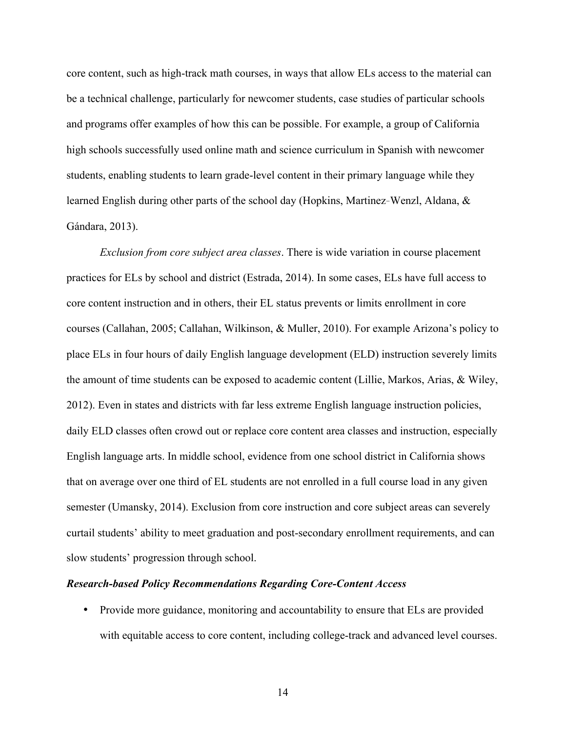core content, such as high-track math courses, in ways that allow ELs access to the material can be a technical challenge, particularly for newcomer students, case studies of particular schools and programs offer examples of how this can be possible. For example, a group of California high schools successfully used online math and science curriculum in Spanish with newcomer students, enabling students to learn grade-level content in their primary language while they learned English during other parts of the school day (Hopkins, Martinez‑Wenzl, Aldana, & Gándara, 2013).

*Exclusion from core subject area classes*. There is wide variation in course placement practices for ELs by school and district (Estrada, 2014). In some cases, ELs have full access to core content instruction and in others, their EL status prevents or limits enrollment in core courses (Callahan, 2005; Callahan, Wilkinson, & Muller, 2010). For example Arizona's policy to place ELs in four hours of daily English language development (ELD) instruction severely limits the amount of time students can be exposed to academic content (Lillie, Markos, Arias, & Wiley, 2012). Even in states and districts with far less extreme English language instruction policies, daily ELD classes often crowd out or replace core content area classes and instruction, especially English language arts. In middle school, evidence from one school district in California shows that on average over one third of EL students are not enrolled in a full course load in any given semester (Umansky, 2014). Exclusion from core instruction and core subject areas can severely curtail students' ability to meet graduation and post-secondary enrollment requirements, and can slow students' progression through school.

### *Research-based Policy Recommendations Regarding Core-Content Access*

- Provide more guidance, monitoring and accountability to ensure that ELs are provided with equitable access to core content, including college-track and advanced level courses.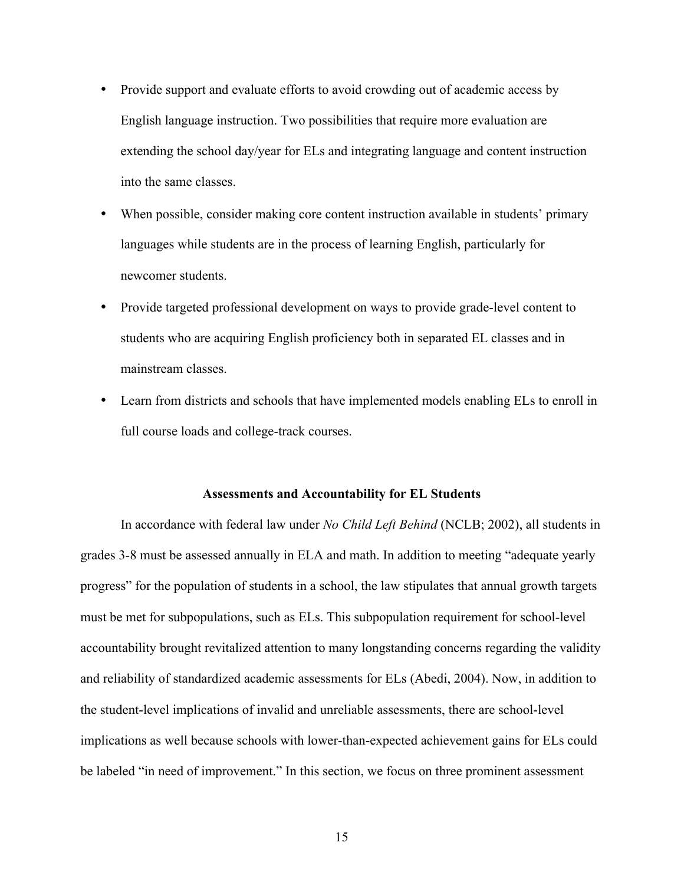- Provide support and evaluate efforts to avoid crowding out of academic access by English language instruction. Two possibilities that require more evaluation are extending the school day/year for ELs and integrating language and content instruction into the same classes.
- When possible, consider making core content instruction available in students' primary languages while students are in the process of learning English, particularly for newcomer students.
- Provide targeted professional development on ways to provide grade-level content to students who are acquiring English proficiency both in separated EL classes and in mainstream classes.
- Learn from districts and schools that have implemented models enabling ELs to enroll in full course loads and college-track courses.

## Assessments and Accountability for EL Students

In accordance with federal law under *No Child Left Behind* (NCLB; 2002), all students in grades 3-8 must be assessed annually in ELA and math. In addition to meeting "adequate yearly progress" for the population of students in a school, the law stipulates that annual growth targets must be met for subpopulations, such as ELs. This subpopulation requirement for school-level accountability brought revitalized attention to many longstanding concerns regarding the validity and reliability of standardized academic assessments for ELs (Abedi, 2004). Now, in addition to the student-level implications of invalid and unreliable assessments, there are school-level implications as well because schools with lower-than-expected achievement gains for ELs could be labeled "in need of improvement." In this section, we focus on three prominent assessment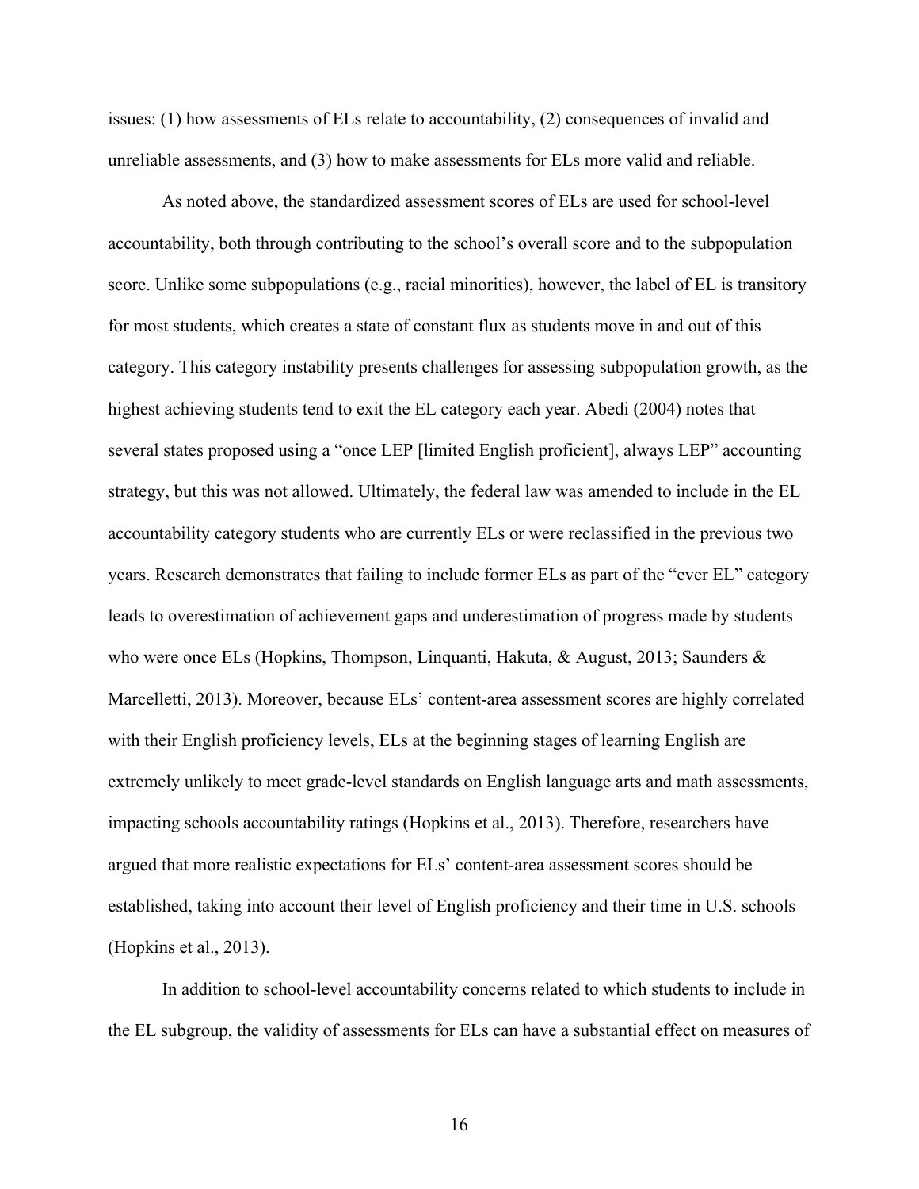issues: (1) how assessments of ELs relate to accountability, (2) consequences of invalid and unreliable assessments, and (3) how to make assessments for ELs more valid and reliable.

As noted above, the standardized assessment scores of ELs are used for school-level accountability, both through contributing to the school's overall score and to the subpopulation score. Unlike some subpopulations (e.g., racial minorities), however, the label of EL is transitory for most students, which creates a state of constant flux as students move in and out of this category. This category instability presents challenges for assessing subpopulation growth, as the highest achieving students tend to exit the EL category each year. Abedi (2004) notes that several states proposed using a "once LEP [limited English proficient], always LEP" accounting strategy, but this was not allowed. Ultimately, the federal law was amended to include in the EL accountability category students who are currently ELs or were reclassified in the previous two years. Research demonstrates that failing to include former ELs as part of the "ever EL" category leads to overestimation of achievement gaps and underestimation of progress made by students who were once ELs (Hopkins, Thompson, Linquanti, Hakuta, & August, 2013; Saunders & Marcelletti, 2013). Moreover, because ELs' content-area assessment scores are highly correlated with their English proficiency levels, ELs at the beginning stages of learning English are extremely unlikely to meet grade-level standards on English language arts and math assessments, impacting schools accountability ratings (Hopkins et al., 2013). Therefore, researchers have argued that more realistic expectations for ELs' content-area assessment scores should be established, taking into account their level of English proficiency and their time in U.S. schools (Hopkins et al., 2013).

In addition to school-level accountability concerns related to which students to include in the EL subgroup, the validity of assessments for ELs can have a substantial effect on measures of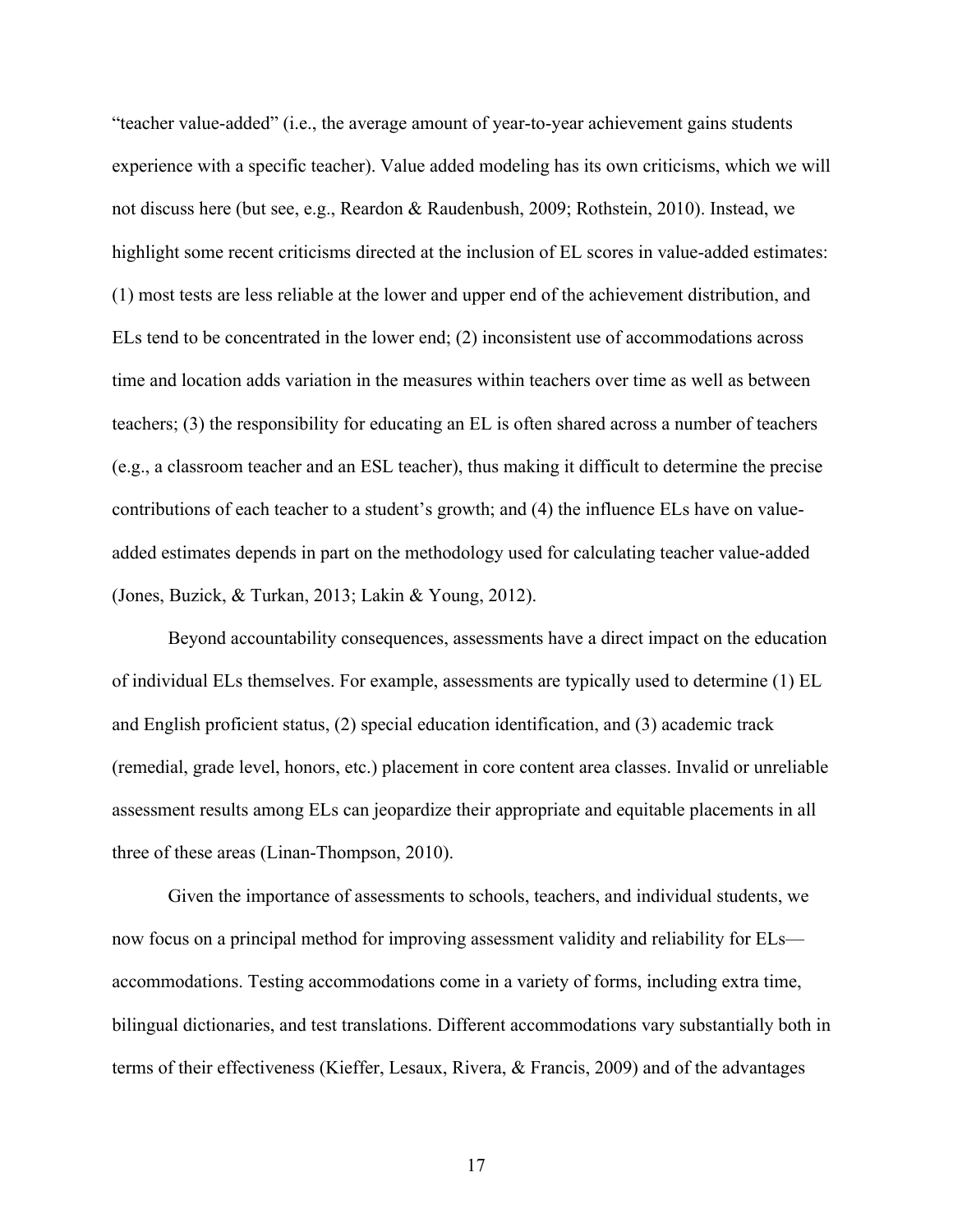"teacher value-added" (i.e., the average amount of year-to-year achievement gains students experience with a specific teacher). Value added modeling has its own criticisms, which we will not discuss here (but see, e.g., Reardon & Raudenbush, 2009; Rothstein, 2010). Instead, we highlight some recent criticisms directed at the inclusion of EL scores in value-added estimates: (1) most tests are less reliable at the lower and upper end of the achievement distribution, and ELs tend to be concentrated in the lower end; (2) inconsistent use of accommodations across time and location adds variation in the measures within teachers over time as well as between teachers; (3) the responsibility for educating an EL is often shared across a number of teachers (e.g., a classroom teacher and an ESL teacher), thus making it difficult to determine the precise contributions of each teacher to a student's growth; and (4) the influence ELs have on value-added estimates depends in part on the methodology used for calculating teacher value-added (Jones, Buzick, & Turkan, 2013; Lakin & Young, 2012).

Beyond accountability consequences, assessments have a direct impact on the education of individual ELs themselves. For example, assessments are typically used to determine (1) EL and English proficient status, (2) special education identification, and (3) academic track (remedial, grade level, honors, etc.) placement in core content area classes. Invalid or unreliable assessment results among ELs can jeopardize their appropriate and equitable placements in all three of these areas (Linan-Thompson, 2010).

Given the importance of assessments to schools, teachers, and individual students, we now focus on a principal method for improving assessment validity and reliability for ELs—accommodations. Testing accommodations come in a variety of forms, including extra time, bilingual dictionaries, and test translations. Different accommodations vary substantially both in terms of their effectiveness (Kieffer, Lesaux, Rivera, & Francis, 2009) and of the advantages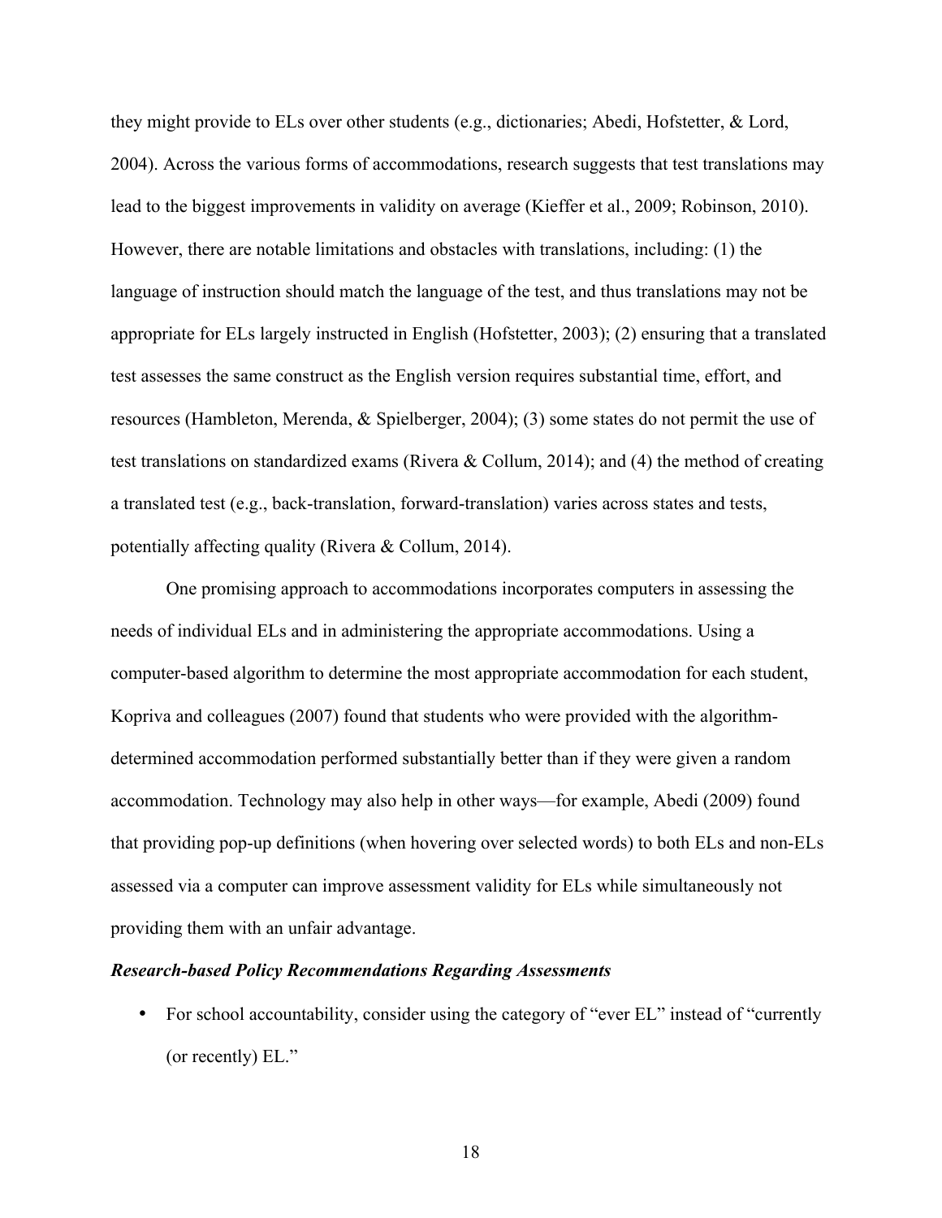they might provide to ELs over other students (e.g., dictionaries; Abedi, Hofstetter, & Lord, 2004). Across the various forms of accommodations, research suggests that test translations may lead to the biggest improvements in validity on average (Kieffer et al., 2009; Robinson, 2010). However, there are notable limitations and obstacles with translations, including: (1) the language of instruction should match the language of the test, and thus translations may not be appropriate for ELs largely instructed in English (Hofstetter, 2003); (2) ensuring that a translated test assesses the same construct as the English version requires substantial time, effort, and resources (Hambleton, Merenda, & Spielberger, 2004); (3) some states do not permit the use of test translations on standardized exams (Rivera & Collum, 2014); and (4) the method of creating a translated test (e.g., back-translation, forward-translation) varies across states and tests, potentially affecting quality (Rivera & Collum, 2014).

One promising approach to accommodations incorporates computers in assessing the needs of individual ELs and in administering the appropriate accommodations. Using a computer-based algorithm to determine the most appropriate accommodation for each student, Kopriva and colleagues (2007) found that students who were provided with the algorithm-determined accommodation performed substantially better than if they were given a random accommodation. Technology may also help in other ways—for example, Abedi (2009) found that providing pop-up definitions (when hovering over selected words) to both ELs and non-ELs assessed via a computer can improve assessment validity for ELs while simultaneously not providing them with an unfair advantage.

***Research-based Policy Recommendations Regarding Assessments***

- For school accountability, consider using the category of "ever EL" instead of "currently (or recently) EL."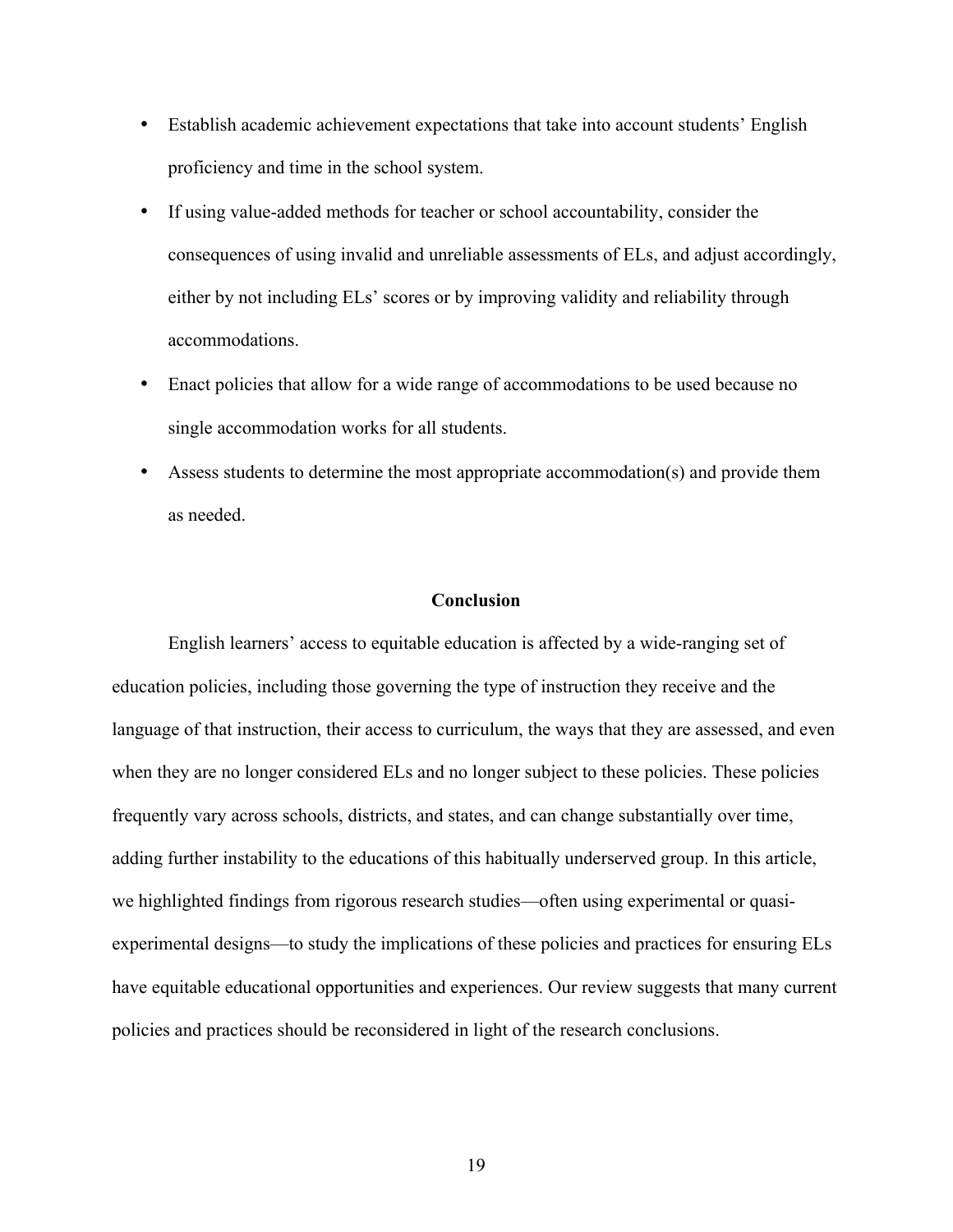- Establish academic achievement expectations that take into account students' English proficiency and time in the school system.
- If using value-added methods for teacher or school accountability, consider the consequences of using invalid and unreliable assessments of ELs, and adjust accordingly, either by not including ELs' scores or by improving validity and reliability through accommodations.
- Enact policies that allow for a wide range of accommodations to be used because no single accommodation works for all students.
- Assess students to determine the most appropriate accommodation(s) and provide them as needed.

## Conclusion

English learners' access to equitable education is affected by a wide-ranging set of education policies, including those governing the type of instruction they receive and the language of that instruction, their access to curriculum, the ways that they are assessed, and even when they are no longer considered ELs and no longer subject to these policies. These policies frequently vary across schools, districts, and states, and can change substantially over time, adding further instability to the educations of this habitually underserved group. In this article, we highlighted findings from rigorous research studies—often using experimental or quasi-experimental designs—to study the implications of these policies and practices for ensuring ELs have equitable educational opportunities and experiences. Our review suggests that many current policies and practices should be reconsidered in light of the research conclusions.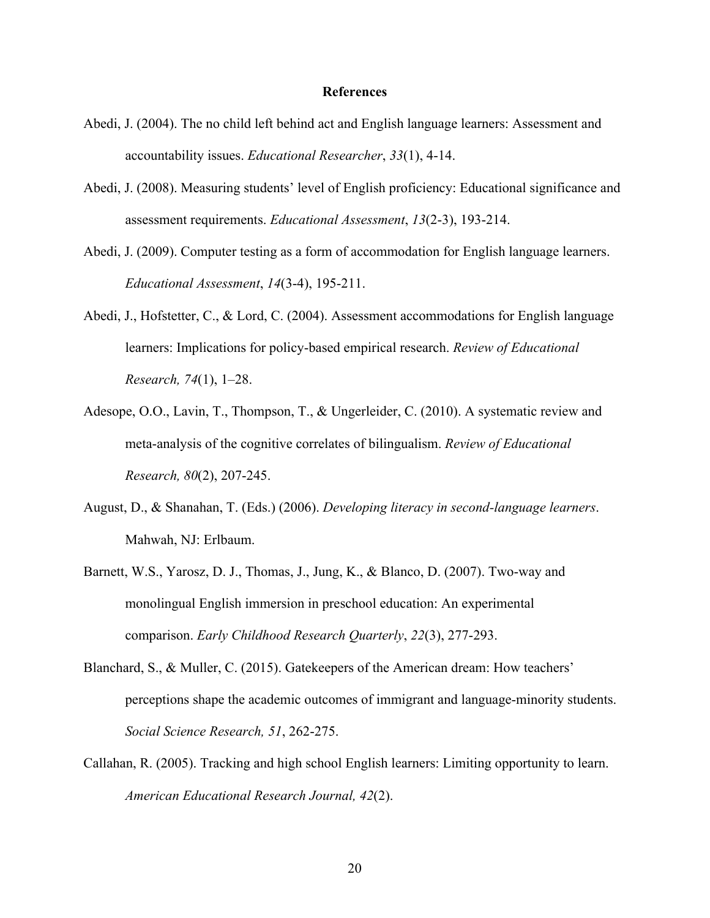# References

Abedi, J. (2004). The no child left behind act and English language learners: Assessment and accountability issues. *Educational Researcher*, *33*(1), 4-14.

Abedi, J. (2008). Measuring students' level of English proficiency: Educational significance and assessment requirements. *Educational Assessment*, *13*(2-3), 193-214.

Abedi, J. (2009). Computer testing as a form of accommodation for English language learners. *Educational Assessment*, *14*(3-4), 195-211.

Abedi, J., Hofstetter, C., & Lord, C. (2004). Assessment accommodations for English language learners: Implications for policy-based empirical research. *Review of Educational Research, 74*(1), 1–28.

Adesope, O.O., Lavin, T., Thompson, T., & Ungerleider, C. (2010). A systematic review and meta-analysis of the cognitive correlates of bilingualism. *Review of Educational Research, 80*(2), 207-245.

August, D., & Shanahan, T. (Eds.) (2006). *Developing literacy in second-language learners*. Mahwah, NJ: Erlbaum.

Barnett, W.S., Yarosz, D. J., Thomas, J., Jung, K., & Blanco, D. (2007). Two-way and monolingual English immersion in preschool education: An experimental comparison. *Early Childhood Research Quarterly*, *22*(3), 277-293.

Blanchard, S., & Muller, C. (2015). Gatekeepers of the American dream: How teachers' perceptions shape the academic outcomes of immigrant and language-minority students. *Social Science Research, 51*, 262-275.

Callahan, R. (2005). Tracking and high school English learners: Limiting opportunity to learn. *American Educational Research Journal, 42*(2).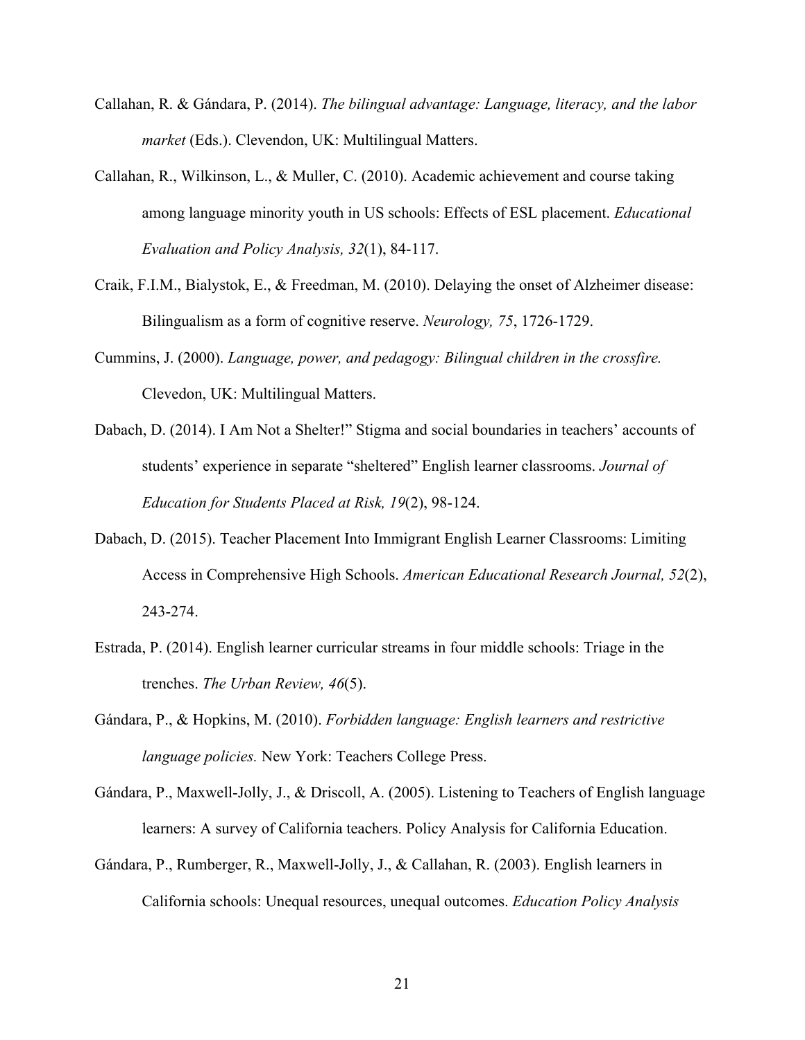Callahan, R. & Gándara, P. (2014). *The bilingual advantage: Language, literacy, and the labor market* (Eds.). Clevendon, UK: Multilingual Matters.

Callahan, R., Wilkinson, L., & Muller, C. (2010). Academic achievement and course taking among language minority youth in US schools: Effects of ESL placement. *Educational Evaluation and Policy Analysis, 32*(1), 84-117.

Craik, F.I.M., Bialystok, E., & Freedman, M. (2010). Delaying the onset of Alzheimer disease: Bilingualism as a form of cognitive reserve. *Neurology, 75*, 1726-1729.

Cummins, J. (2000). *Language, power, and pedagogy: Bilingual children in the crossfire.* Clevedon, UK: Multilingual Matters.

Dabach, D. (2014). I Am Not a Shelter!" Stigma and social boundaries in teachers' accounts of students' experience in separate "sheltered" English learner classrooms. *Journal of Education for Students Placed at Risk, 19*(2), 98-124.

Dabach, D. (2015). Teacher Placement Into Immigrant English Learner Classrooms: Limiting Access in Comprehensive High Schools. *American Educational Research Journal, 52*(2), 243-274.

Estrada, P. (2014). English learner curricular streams in four middle schools: Triage in the trenches. *The Urban Review, 46*(5).

Gándara, P., & Hopkins, M. (2010). *Forbidden language: English learners and restrictive language policies.* New York: Teachers College Press.

Gándara, P., Maxwell-Jolly, J., & Driscoll, A. (2005). Listening to Teachers of English language learners: A survey of California teachers. Policy Analysis for California Education.

Gándara, P., Rumberger, R., Maxwell-Jolly, J., & Callahan, R. (2003). English learners in California schools: Unequal resources, unequal outcomes. *Education Policy Analysis*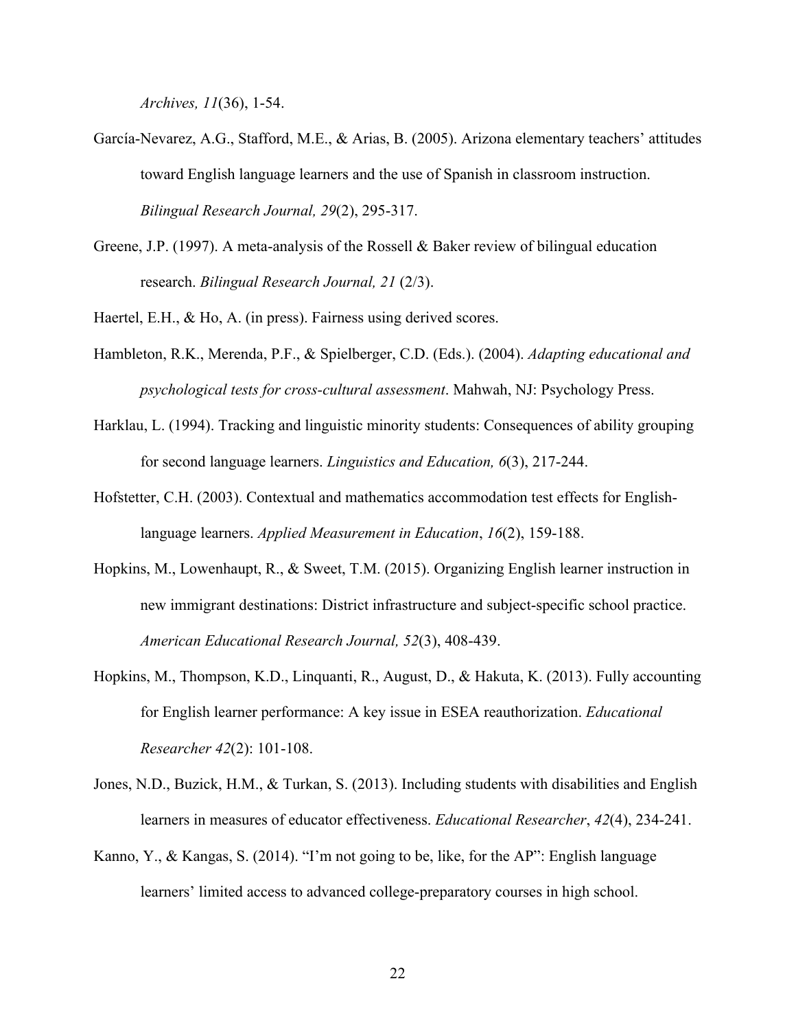*Archives, 11*(36), 1-54.

García-Nevarez, A.G., Stafford, M.E., & Arias, B. (2005). Arizona elementary teachers' attitudes toward English language learners and the use of Spanish in classroom instruction. *Bilingual Research Journal, 29*(2), 295-317.

Greene, J.P. (1997). A meta-analysis of the Rossell & Baker review of bilingual education research. *Bilingual Research Journal, 21* (2/3).

Haertel, E.H., & Ho, A. (in press). Fairness using derived scores.

Hambleton, R.K., Merenda, P.F., & Spielberger, C.D. (Eds.). (2004). *Adapting educational and psychological tests for cross-cultural assessment*. Mahwah, NJ: Psychology Press.

Harklau, L. (1994). Tracking and linguistic minority students: Consequences of ability grouping for second language learners. *Linguistics and Education, 6*(3), 217-244.

Hofstetter, C.H. (2003). Contextual and mathematics accommodation test effects for English-language learners. *Applied Measurement in Education*, *16*(2), 159-188.

Hopkins, M., Lowenhaupt, R., & Sweet, T.M. (2015). Organizing English learner instruction in new immigrant destinations: District infrastructure and subject-specific school practice. *American Educational Research Journal, 52*(3), 408-439.

Hopkins, M., Thompson, K.D., Linquanti, R., August, D., & Hakuta, K. (2013). Fully accounting for English learner performance: A key issue in ESEA reauthorization. *Educational Researcher 42*(2): 101-108.

Jones, N.D., Buzick, H.M., & Turkan, S. (2013). Including students with disabilities and English learners in measures of educator effectiveness. *Educational Researcher*, *42*(4), 234-241.

Kanno, Y., & Kangas, S. (2014). "I'm not going to be, like, for the AP": English language learners' limited access to advanced college-preparatory courses in high school.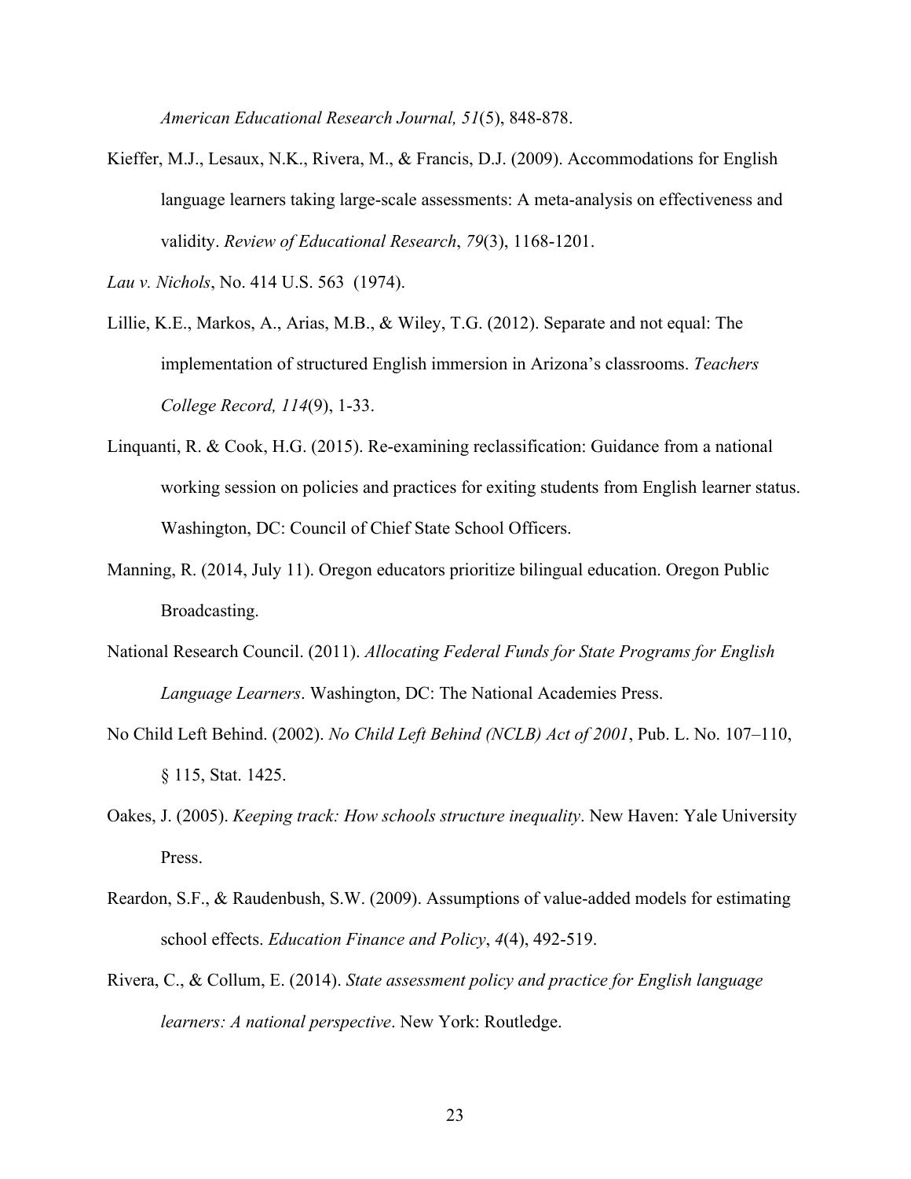*American Educational Research Journal, 51*(5), 848-878.

Kieffer, M.J., Lesaux, N.K., Rivera, M., & Francis, D.J. (2009). Accommodations for English language learners taking large-scale assessments: A meta-analysis on effectiveness and validity. *Review of Educational Research*, *79*(3), 1168-1201.

*Lau v. Nichols*, No. 414 U.S. 563 (1974).

Lillie, K.E., Markos, A., Arias, M.B., & Wiley, T.G. (2012). Separate and not equal: The implementation of structured English immersion in Arizona's classrooms. *Teachers College Record, 114*(9), 1-33.

Linquanti, R. & Cook, H.G. (2015). Re-examining reclassification: Guidance from a national working session on policies and practices for exiting students from English learner status. Washington, DC: Council of Chief State School Officers.

Manning, R. (2014, July 11). Oregon educators prioritize bilingual education. Oregon Public Broadcasting.

National Research Council. (2011). *Allocating Federal Funds for State Programs for English Language Learners*. Washington, DC: The National Academies Press.

No Child Left Behind. (2002). *No Child Left Behind (NCLB) Act of 2001*, Pub. L. No. 107–110, § 115, Stat. 1425.

Oakes, J. (2005). *Keeping track: How schools structure inequality*. New Haven: Yale University Press.

Reardon, S.F., & Raudenbush, S.W. (2009). Assumptions of value-added models for estimating school effects. *Education Finance and Policy*, *4*(4), 492-519.

Rivera, C., & Collum, E. (2014). *State assessment policy and practice for English language learners: A national perspective*. New York: Routledge.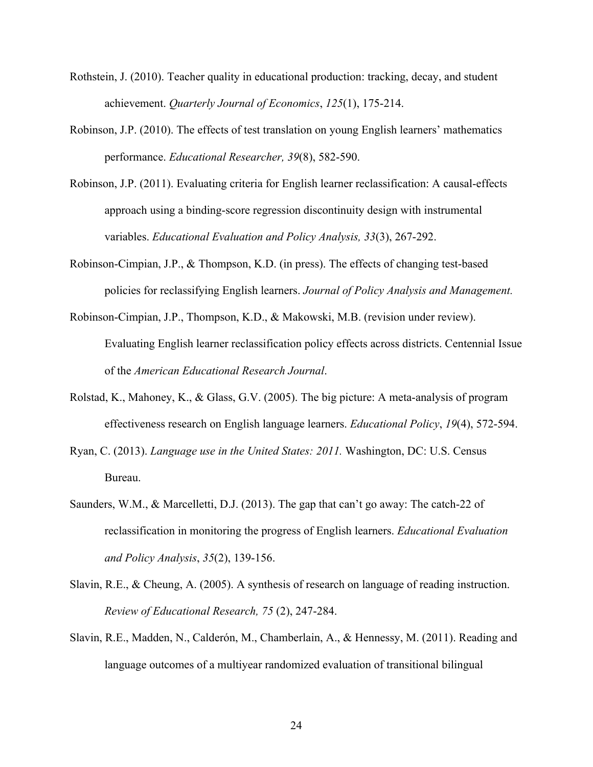Rothstein, J. (2010). Teacher quality in educational production: tracking, decay, and student achievement. *Quarterly Journal of Economics*, *125*(1), 175-214.

Robinson, J.P. (2010). The effects of test translation on young English learners' mathematics performance. *Educational Researcher, 39*(8), 582-590.

Robinson, J.P. (2011). Evaluating criteria for English learner reclassification: A causal-effects approach using a binding-score regression discontinuity design with instrumental variables. *Educational Evaluation and Policy Analysis, 33*(3), 267-292.

Robinson-Cimpian, J.P., & Thompson, K.D. (in press). The effects of changing test-based policies for reclassifying English learners. *Journal of Policy Analysis and Management.*

Robinson-Cimpian, J.P., Thompson, K.D., & Makowski, M.B. (revision under review). Evaluating English learner reclassification policy effects across districts. Centennial Issue of the *American Educational Research Journal*.

Rolstad, K., Mahoney, K., & Glass, G.V. (2005). The big picture: A meta-analysis of program effectiveness research on English language learners. *Educational Policy*, *19*(4), 572-594.

Ryan, C. (2013). *Language use in the United States: 2011.* Washington, DC: U.S. Census Bureau.

Saunders, W.M., & Marcelletti, D.J. (2013). The gap that can't go away: The catch-22 of reclassification in monitoring the progress of English learners. *Educational Evaluation and Policy Analysis*, *35*(2), 139-156.

Slavin, R.E., & Cheung, A. (2005). A synthesis of research on language of reading instruction. *Review of Educational Research, 75* (2), 247-284.

Slavin, R.E., Madden, N., Calderón, M., Chamberlain, A., & Hennessy, M. (2011). Reading and language outcomes of a multiyear randomized evaluation of transitional bilingual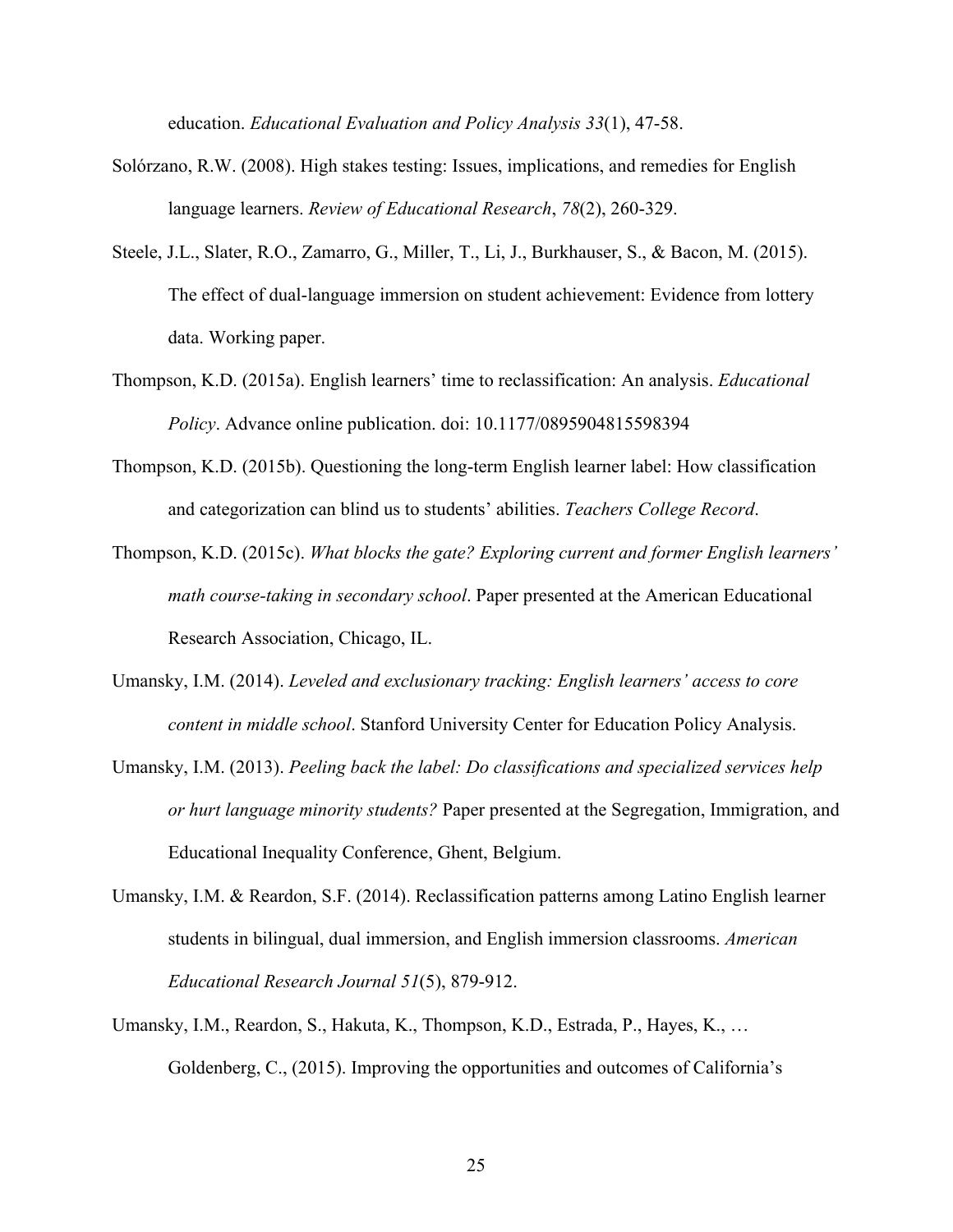education. *Educational Evaluation and Policy Analysis 33*(1), 47-58.

Solórzano, R.W. (2008). High stakes testing: Issues, implications, and remedies for English language learners. *Review of Educational Research*, *78*(2), 260-329.

Steele, J.L., Slater, R.O., Zamarro, G., Miller, T., Li, J., Burkhauser, S., & Bacon, M. (2015). The effect of dual-language immersion on student achievement: Evidence from lottery data. Working paper.

Thompson, K.D. (2015a). English learners' time to reclassification: An analysis. *Educational Policy*. Advance online publication. doi: 10.1177/0895904815598394

Thompson, K.D. (2015b). Questioning the long-term English learner label: How classification and categorization can blind us to students' abilities. *Teachers College Record*.

Thompson, K.D. (2015c). *What blocks the gate? Exploring current and former English learners' math course-taking in secondary school*. Paper presented at the American Educational Research Association, Chicago, IL.

Umansky, I.M. (2014). *Leveled and exclusionary tracking: English learners' access to core content in middle school*. Stanford University Center for Education Policy Analysis.

Umansky, I.M. (2013). *Peeling back the label: Do classifications and specialized services help or hurt language minority students?* Paper presented at the Segregation, Immigration, and Educational Inequality Conference, Ghent, Belgium.

Umansky, I.M. & Reardon, S.F. (2014). Reclassification patterns among Latino English learner students in bilingual, dual immersion, and English immersion classrooms. *American Educational Research Journal 51*(5), 879-912.

Umansky, I.M., Reardon, S., Hakuta, K., Thompson, K.D., Estrada, P., Hayes, K., … Goldenberg, C., (2015). Improving the opportunities and outcomes of California's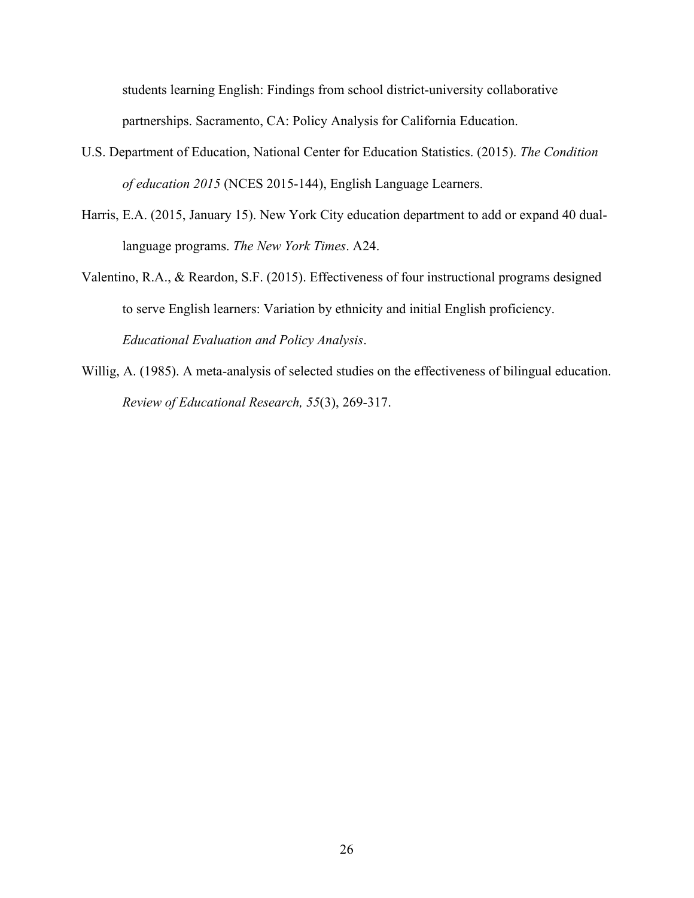students learning English: Findings from school district-university collaborative partnerships. Sacramento, CA: Policy Analysis for California Education.

U.S. Department of Education, National Center for Education Statistics. (2015). *The Condition of education 2015* (NCES 2015-144), English Language Learners.

Harris, E.A. (2015, January 15). New York City education department to add or expand 40 dual-language programs. *The New York Times*. A24.

Valentino, R.A., & Reardon, S.F. (2015). Effectiveness of four instructional programs designed to serve English learners: Variation by ethnicity and initial English proficiency. *Educational Evaluation and Policy Analysis*.

Willig, A. (1985). A meta-analysis of selected studies on the effectiveness of bilingual education. *Review of Educational Research, 55*(3), 269-317.